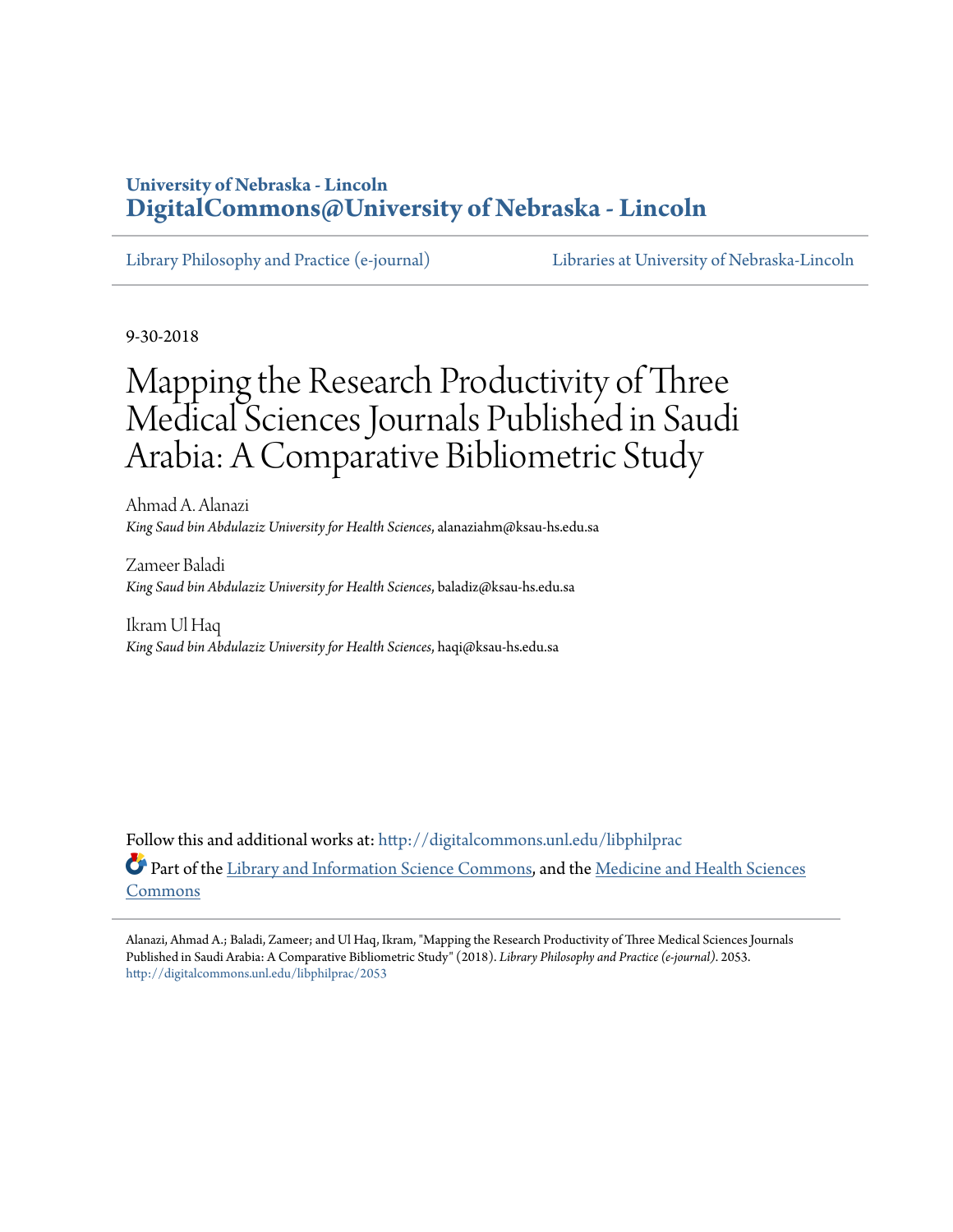University of Nebraska - Lincoln
**DigitalCommons@University of Nebraska - Lincoln**

Library Philosophy and Practice (e-journal) — Libraries at University of Nebraska-Lincoln

9-30-2018

# Mapping the Research Productivity of Three Medical Sciences Journals Published in Saudi Arabia: A Comparative Bibliometric Study

Ahmad A. Alanazi
*King Saud bin Abdulaziz University for Health Sciences*, alanaziahm@ksau-hs.edu.sa

Zameer Baladi
*King Saud bin Abdulaziz University for Health Sciences*, baladiz@ksau-hs.edu.sa

Ikram Ul Haq
*King Saud bin Abdulaziz University for Health Sciences*, haqi@ksau-hs.edu.sa

Follow this and additional works at: http://digitalcommons.unl.edu/libphilprac

Part of the Library and Information Science Commons, and the Medicine and Health Sciences Commons

Alanazi, Ahmad A.; Baladi, Zameer; and Ul Haq, Ikram, "Mapping the Research Productivity of Three Medical Sciences Journals Published in Saudi Arabia: A Comparative Bibliometric Study" (2018). *Library Philosophy and Practice (e-journal)*. 2053.
http://digitalcommons.unl.edu/libphilprac/2053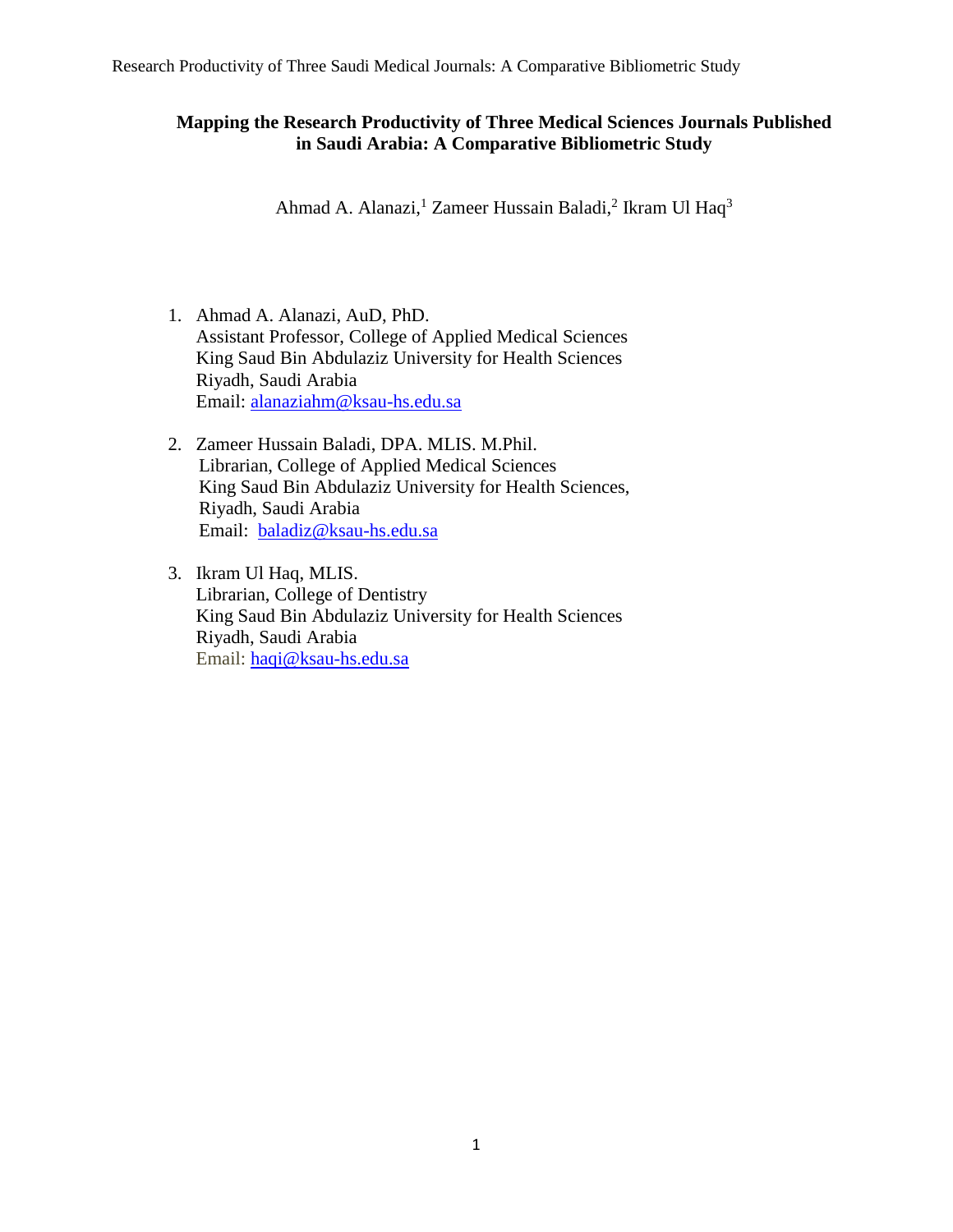# Mapping the Research Productivity of Three Medical Sciences Journals Published in Saudi Arabia: A Comparative Bibliometric Study

Ahmad A. Alanazi,[1] Zameer Hussain Baladi,[2] Ikram Ul Haq[3]

1. Ahmad A. Alanazi, AuD, PhD.
   Assistant Professor, College of Applied Medical Sciences
   King Saud Bin Abdulaziz University for Health Sciences
   Riyadh, Saudi Arabia
   Email: alanaziahm@ksau-hs.edu.sa

2. Zameer Hussain Baladi, DPA. MLIS. M.Phil.
   Librarian, College of Applied Medical Sciences
   King Saud Bin Abdulaziz University for Health Sciences,
   Riyadh, Saudi Arabia
   Email: baladiz@ksau-hs.edu.sa

3. Ikram Ul Haq, MLIS.
   Librarian, College of Dentistry
   King Saud Bin Abdulaziz University for Health Sciences
   Riyadh, Saudi Arabia
   Email: haqi@ksau-hs.edu.sa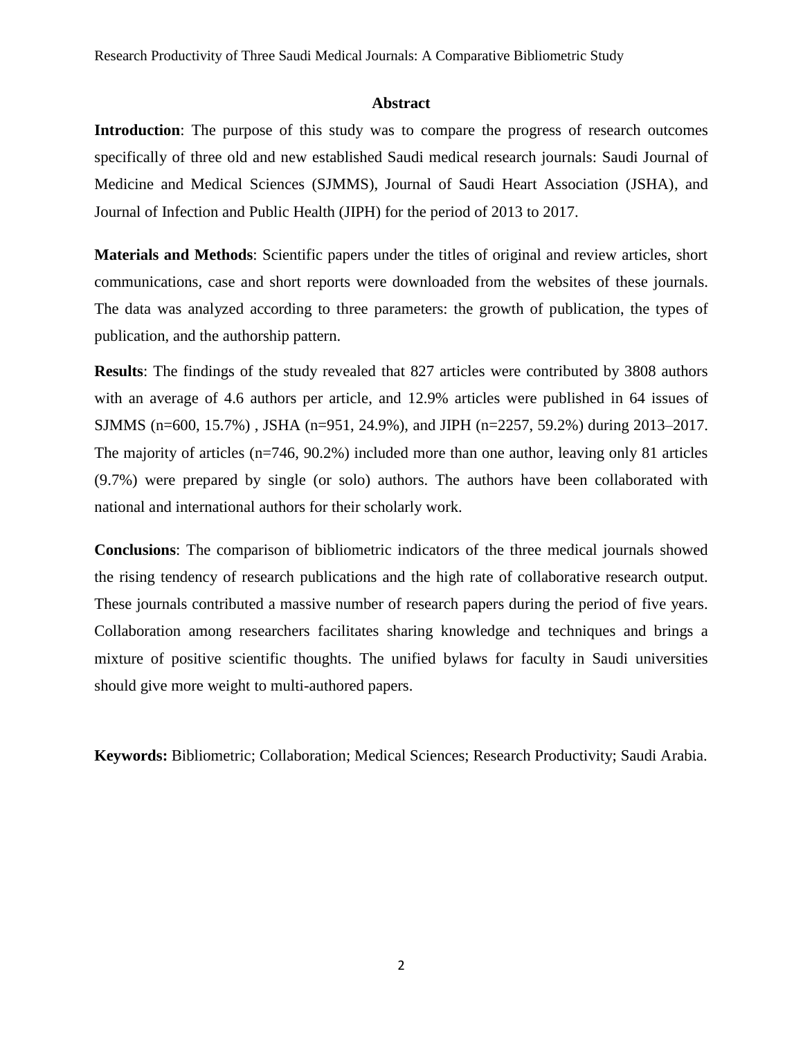## Abstract

**Introduction**: The purpose of this study was to compare the progress of research outcomes specifically of three old and new established Saudi medical research journals: Saudi Journal of Medicine and Medical Sciences (SJMMS), Journal of Saudi Heart Association (JSHA), and Journal of Infection and Public Health (JIPH) for the period of 2013 to 2017.

**Materials and Methods**: Scientific papers under the titles of original and review articles, short communications, case and short reports were downloaded from the websites of these journals. The data was analyzed according to three parameters: the growth of publication, the types of publication, and the authorship pattern.

**Results**: The findings of the study revealed that 827 articles were contributed by 3808 authors with an average of 4.6 authors per article, and 12.9% articles were published in 64 issues of SJMMS (n=600, 15.7%) , JSHA (n=951, 24.9%), and JIPH (n=2257, 59.2%) during 2013–2017. The majority of articles (n=746, 90.2%) included more than one author, leaving only 81 articles (9.7%) were prepared by single (or solo) authors. The authors have been collaborated with national and international authors for their scholarly work.

**Conclusions**: The comparison of bibliometric indicators of the three medical journals showed the rising tendency of research publications and the high rate of collaborative research output. These journals contributed a massive number of research papers during the period of five years. Collaboration among researchers facilitates sharing knowledge and techniques and brings a mixture of positive scientific thoughts. The unified bylaws for faculty in Saudi universities should give more weight to multi-authored papers.

**Keywords:** Bibliometric; Collaboration; Medical Sciences; Research Productivity; Saudi Arabia.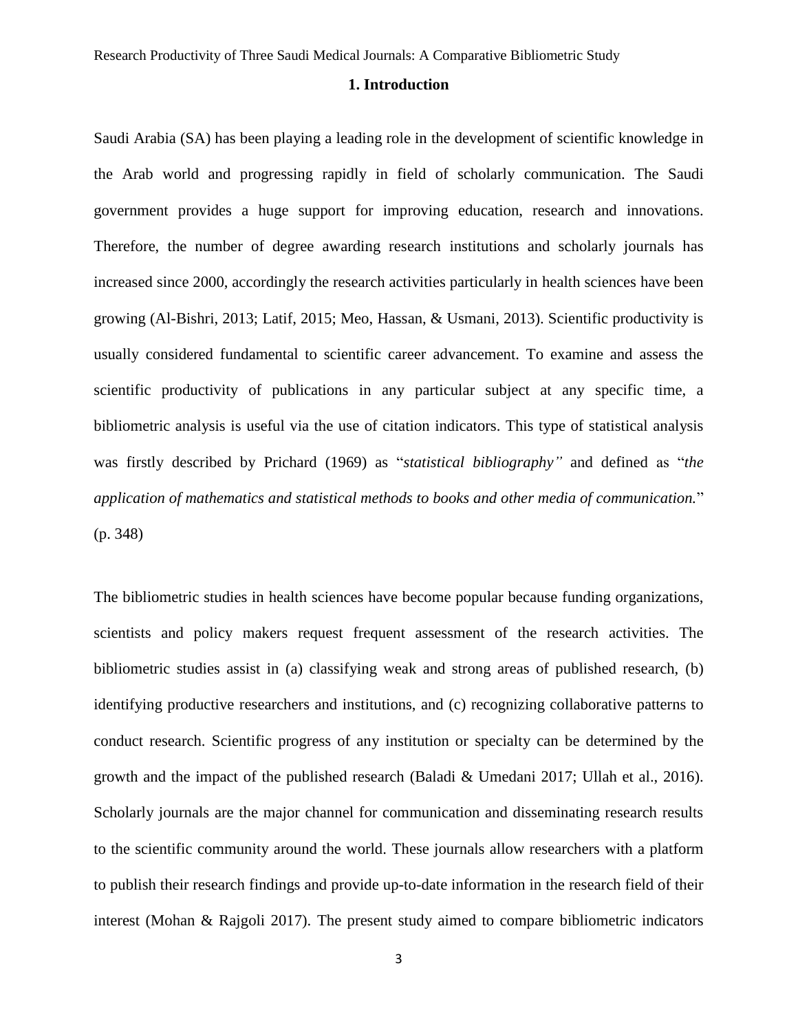# 1. Introduction

Saudi Arabia (SA) has been playing a leading role in the development of scientific knowledge in the Arab world and progressing rapidly in field of scholarly communication. The Saudi government provides a huge support for improving education, research and innovations. Therefore, the number of degree awarding research institutions and scholarly journals has increased since 2000, accordingly the research activities particularly in health sciences have been growing (Al-Bishri, 2013; Latif, 2015; Meo, Hassan, & Usmani, 2013). Scientific productivity is usually considered fundamental to scientific career advancement. To examine and assess the scientific productivity of publications in any particular subject at any specific time, a bibliometric analysis is useful via the use of citation indicators. This type of statistical analysis was firstly described by Prichard (1969) as "*statistical bibliography"* and defined as "*the application of mathematics and statistical methods to books and other media of communication.*" (p. 348)

The bibliometric studies in health sciences have become popular because funding organizations, scientists and policy makers request frequent assessment of the research activities. The bibliometric studies assist in (a) classifying weak and strong areas of published research, (b) identifying productive researchers and institutions, and (c) recognizing collaborative patterns to conduct research. Scientific progress of any institution or specialty can be determined by the growth and the impact of the published research (Baladi & Umedani 2017; Ullah et al., 2016). Scholarly journals are the major channel for communication and disseminating research results to the scientific community around the world. These journals allow researchers with a platform to publish their research findings and provide up-to-date information in the research field of their interest (Mohan & Rajgoli 2017). The present study aimed to compare bibliometric indicators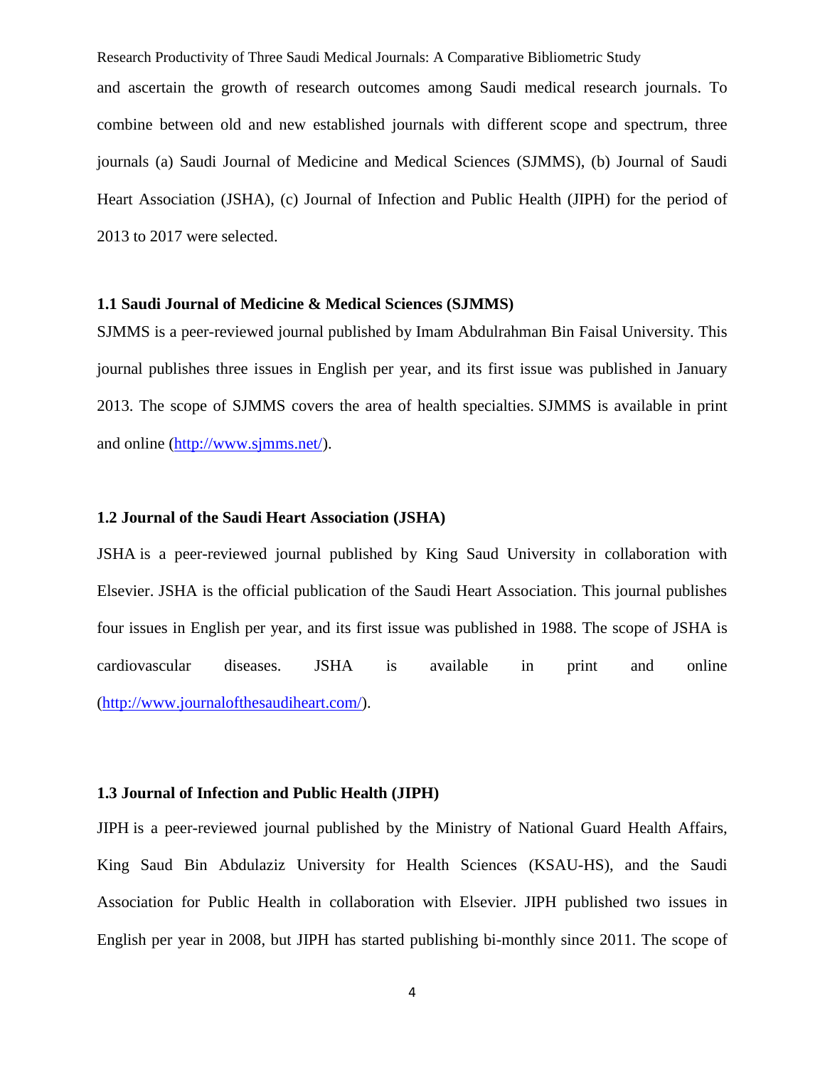and ascertain the growth of research outcomes among Saudi medical research journals. To combine between old and new established journals with different scope and spectrum, three journals (a) Saudi Journal of Medicine and Medical Sciences (SJMMS), (b) Journal of Saudi Heart Association (JSHA), (c) Journal of Infection and Public Health (JIPH) for the period of 2013 to 2017 were selected.

### 1.1 Saudi Journal of Medicine & Medical Sciences (SJMMS)

SJMMS is a peer-reviewed journal published by Imam Abdulrahman Bin Faisal University. This journal publishes three issues in English per year, and its first issue was published in January 2013. The scope of SJMMS covers the area of health specialties. SJMMS is available in print and online (http://www.sjmms.net/).

### 1.2 Journal of the Saudi Heart Association (JSHA)

JSHA is a peer-reviewed journal published by King Saud University in collaboration with Elsevier. JSHA is the official publication of the Saudi Heart Association. This journal publishes four issues in English per year, and its first issue was published in 1988. The scope of JSHA is cardiovascular diseases. JSHA is available in print and online (http://www.journalofthesaudiheart.com/).

### 1.3 Journal of Infection and Public Health (JIPH)

JIPH is a peer-reviewed journal published by the Ministry of National Guard Health Affairs, King Saud Bin Abdulaziz University for Health Sciences (KSAU-HS), and the Saudi Association for Public Health in collaboration with Elsevier. JIPH published two issues in English per year in 2008, but JIPH has started publishing bi-monthly since 2011. The scope of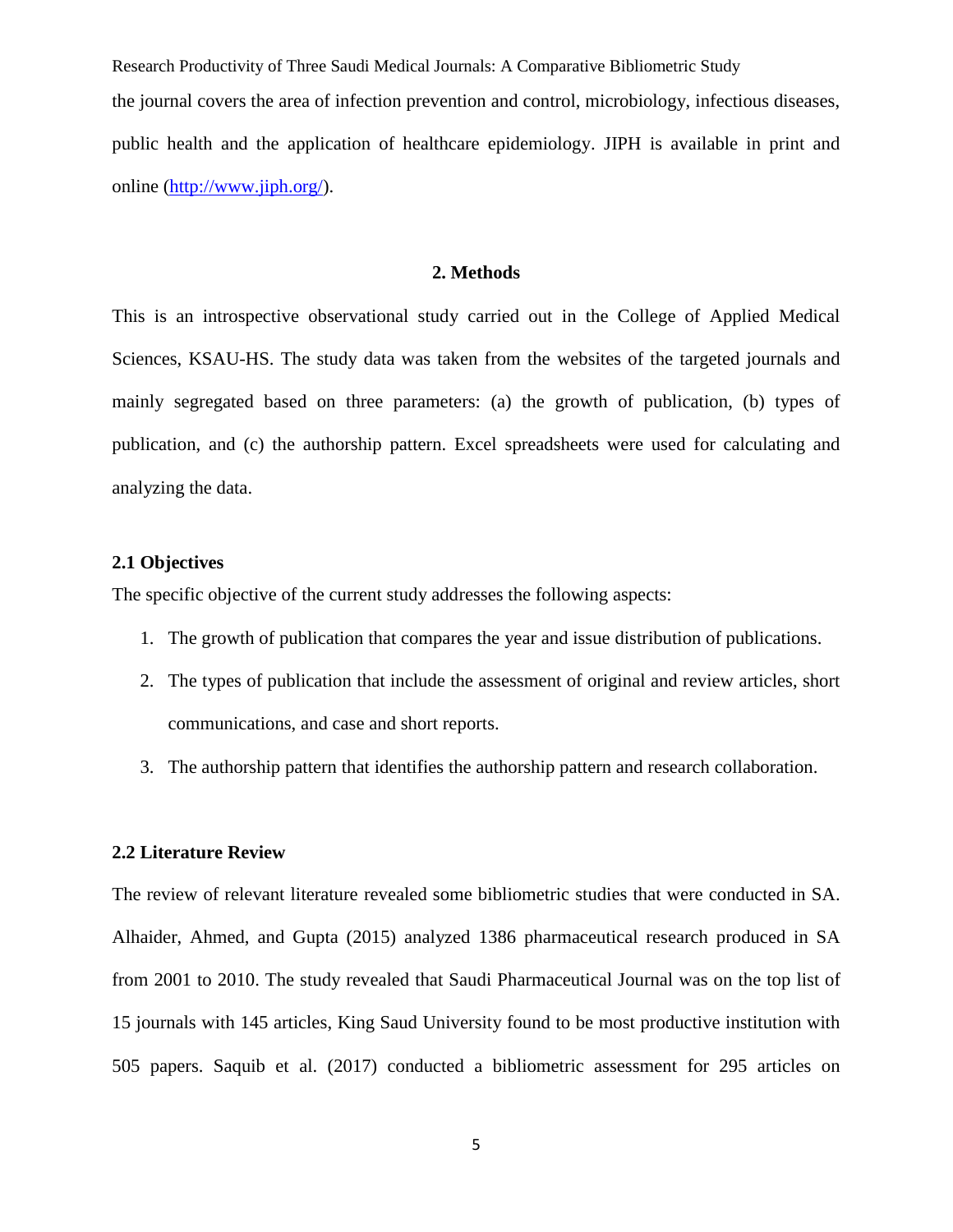the journal covers the area of infection prevention and control, microbiology, infectious diseases, public health and the application of healthcare epidemiology. JIPH is available in print and online ([http://www.jiph.org/](http://www.jiph.org/)).

## 2. Methods

This is an introspective observational study carried out in the College of Applied Medical Sciences, KSAU-HS. The study data was taken from the websites of the targeted journals and mainly segregated based on three parameters: (a) the growth of publication, (b) types of publication, and (c) the authorship pattern. Excel spreadsheets were used for calculating and analyzing the data.

### 2.1 Objectives

The specific objective of the current study addresses the following aspects:

1. The growth of publication that compares the year and issue distribution of publications.
2. The types of publication that include the assessment of original and review articles, short communications, and case and short reports.
3. The authorship pattern that identifies the authorship pattern and research collaboration.

### 2.2 Literature Review

The review of relevant literature revealed some bibliometric studies that were conducted in SA. Alhaider, Ahmed, and Gupta (2015) analyzed 1386 pharmaceutical research produced in SA from 2001 to 2010. The study revealed that Saudi Pharmaceutical Journal was on the top list of 15 journals with 145 articles, King Saud University found to be most productive institution with 505 papers. Saquib et al. (2017) conducted a bibliometric assessment for 295 articles on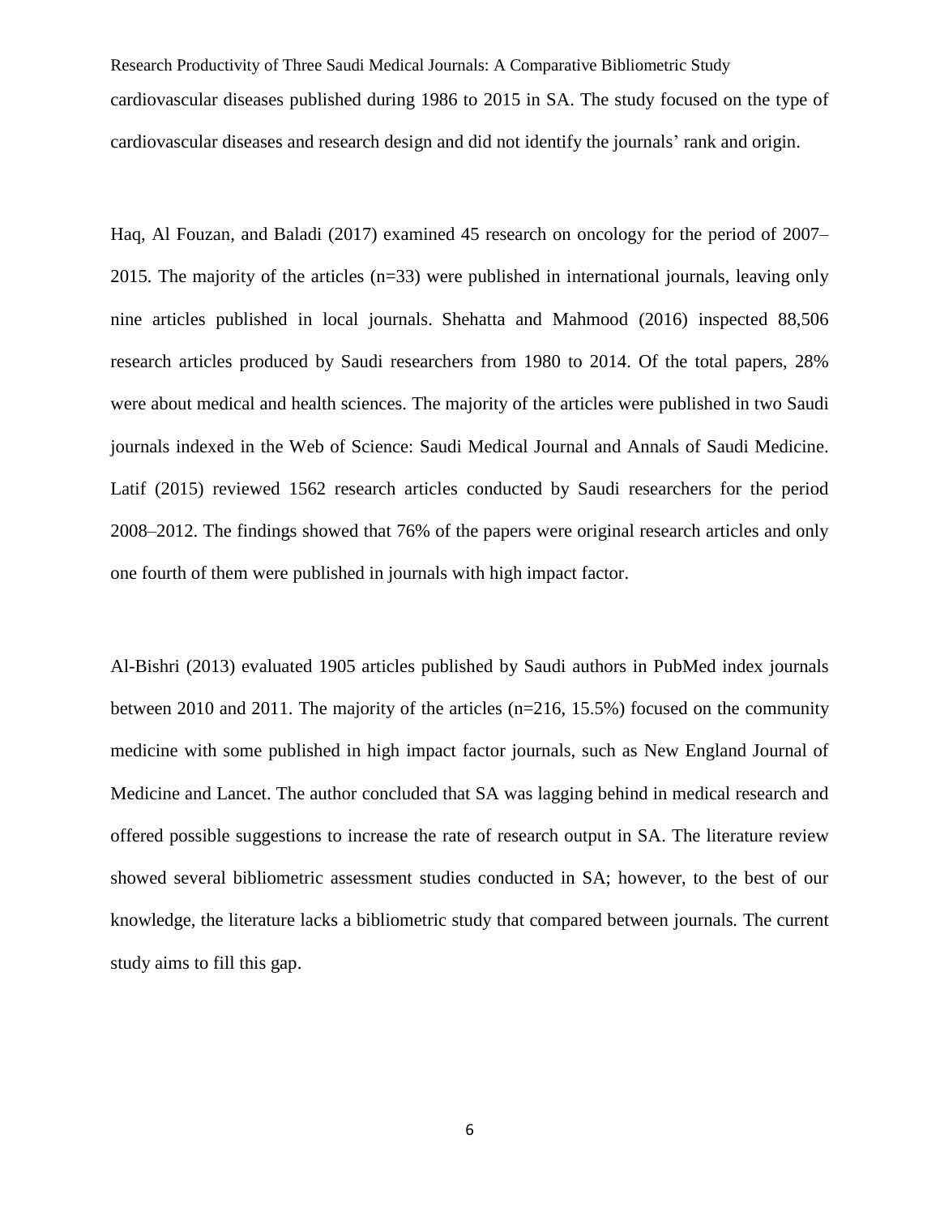cardiovascular diseases published during 1986 to 2015 in SA. The study focused on the type of cardiovascular diseases and research design and did not identify the journals' rank and origin.

Haq, Al Fouzan, and Baladi (2017) examined 45 research on oncology for the period of 2007–2015. The majority of the articles (n=33) were published in international journals, leaving only nine articles published in local journals. Shehatta and Mahmood (2016) inspected 88,506 research articles produced by Saudi researchers from 1980 to 2014. Of the total papers, 28% were about medical and health sciences. The majority of the articles were published in two Saudi journals indexed in the Web of Science: Saudi Medical Journal and Annals of Saudi Medicine. Latif (2015) reviewed 1562 research articles conducted by Saudi researchers for the period 2008–2012. The findings showed that 76% of the papers were original research articles and only one fourth of them were published in journals with high impact factor.

Al-Bishri (2013) evaluated 1905 articles published by Saudi authors in PubMed index journals between 2010 and 2011. The majority of the articles (n=216, 15.5%) focused on the community medicine with some published in high impact factor journals, such as New England Journal of Medicine and Lancet. The author concluded that SA was lagging behind in medical research and offered possible suggestions to increase the rate of research output in SA. The literature review showed several bibliometric assessment studies conducted in SA; however, to the best of our knowledge, the literature lacks a bibliometric study that compared between journals. The current study aims to fill this gap.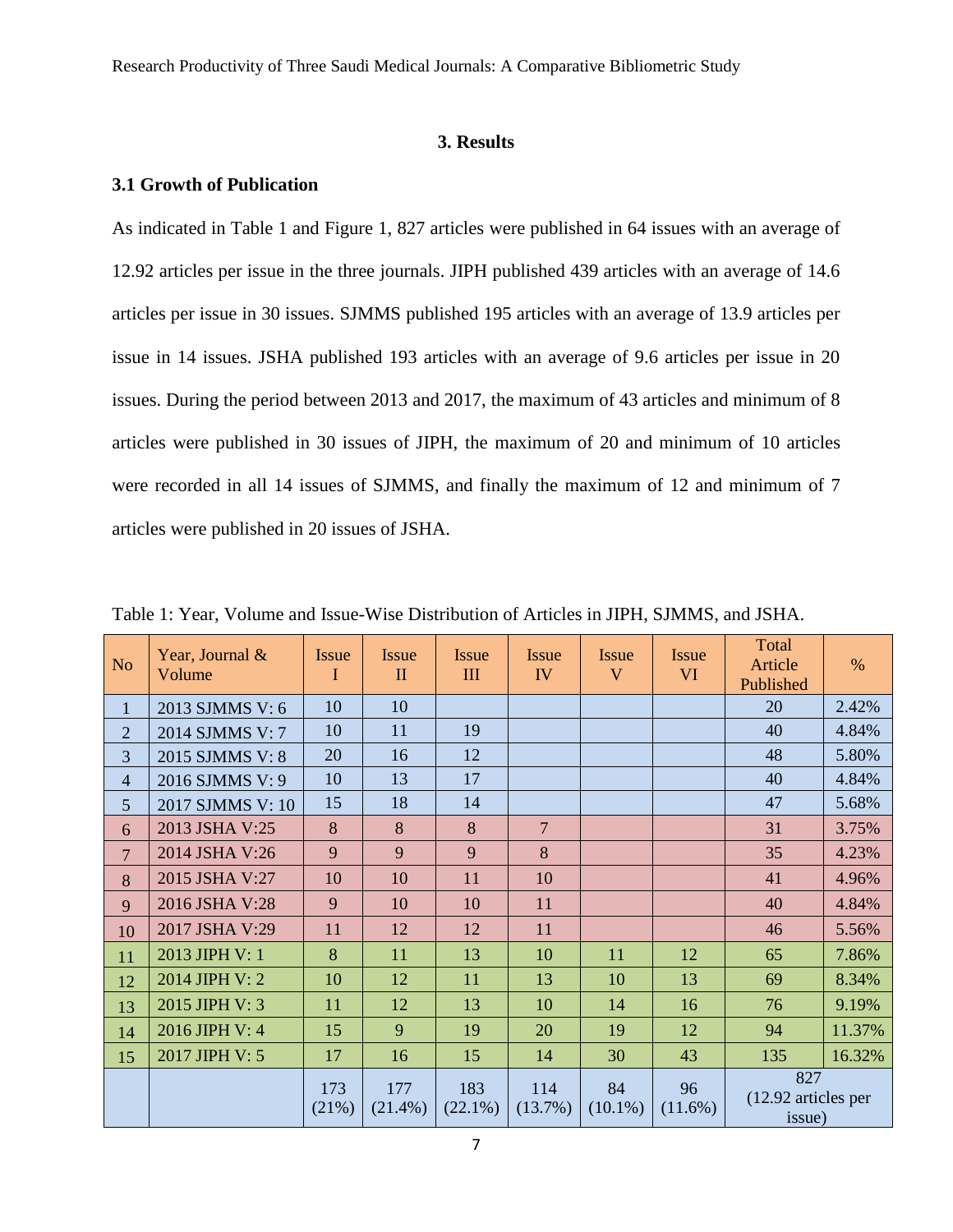## 3. Results

### 3.1 Growth of Publication

As indicated in Table 1 and Figure 1, 827 articles were published in 64 issues with an average of 12.92 articles per issue in the three journals. JIPH published 439 articles with an average of 14.6 articles per issue in 30 issues. SJMMS published 195 articles with an average of 13.9 articles per issue in 14 issues. JSHA published 193 articles with an average of 9.6 articles per issue in 20 issues. During the period between 2013 and 2017, the maximum of 43 articles and minimum of 8 articles were published in 30 issues of JIPH, the maximum of 20 and minimum of 10 articles were recorded in all 14 issues of SJMMS, and finally the maximum of 12 and minimum of 7 articles were published in 20 issues of JSHA.

Table 1: Year, Volume and Issue-Wise Distribution of Articles in JIPH, SJMMS, and JSHA.

| No | Year, Journal & Volume | Issue I | Issue II | Issue III | Issue IV | Issue V | Issue VI | Total Article Published | % |
|---|---|---|---|---|---|---|---|---|---|
| 1 | 2013 SJMMS V: 6 | 10 | 10 | | | | | 20 | 2.42% |
| 2 | 2014 SJMMS V: 7 | 10 | 11 | 19 | | | | 40 | 4.84% |
| 3 | 2015 SJMMS V: 8 | 20 | 16 | 12 | | | | 48 | 5.80% |
| 4 | 2016 SJMMS V: 9 | 10 | 13 | 17 | | | | 40 | 4.84% |
| 5 | 2017 SJMMS V: 10 | 15 | 18 | 14 | | | | 47 | 5.68% |
| 6 | 2013 JSHA V:25 | 8 | 8 | 8 | 7 | | | 31 | 3.75% |
| 7 | 2014 JSHA V:26 | 9 | 9 | 9 | 8 | | | 35 | 4.23% |
| 8 | 2015 JSHA V:27 | 10 | 10 | 11 | 10 | | | 41 | 4.96% |
| 9 | 2016 JSHA V:28 | 9 | 10 | 10 | 11 | | | 40 | 4.84% |
| 10 | 2017 JSHA V:29 | 11 | 12 | 12 | 11 | | | 46 | 5.56% |
| 11 | 2013 JIPH V: 1 | 8 | 11 | 13 | 10 | 11 | 12 | 65 | 7.86% |
| 12 | 2014 JIPH V: 2 | 10 | 12 | 11 | 13 | 10 | 13 | 69 | 8.34% |
| 13 | 2015 JIPH V: 3 | 11 | 12 | 13 | 10 | 14 | 16 | 76 | 9.19% |
| 14 | 2016 JIPH V: 4 | 15 | 9 | 19 | 20 | 19 | 12 | 94 | 11.37% |
| 15 | 2017 JIPH V: 5 | 17 | 16 | 15 | 14 | 30 | 43 | 135 | 16.32% |
| | | 173 (21%) | 177 (21.4%) | 183 (22.1%) | 114 (13.7%) | 84 (10.1%) | 96 (11.6%) | 827 (12.92 articles per issue) | |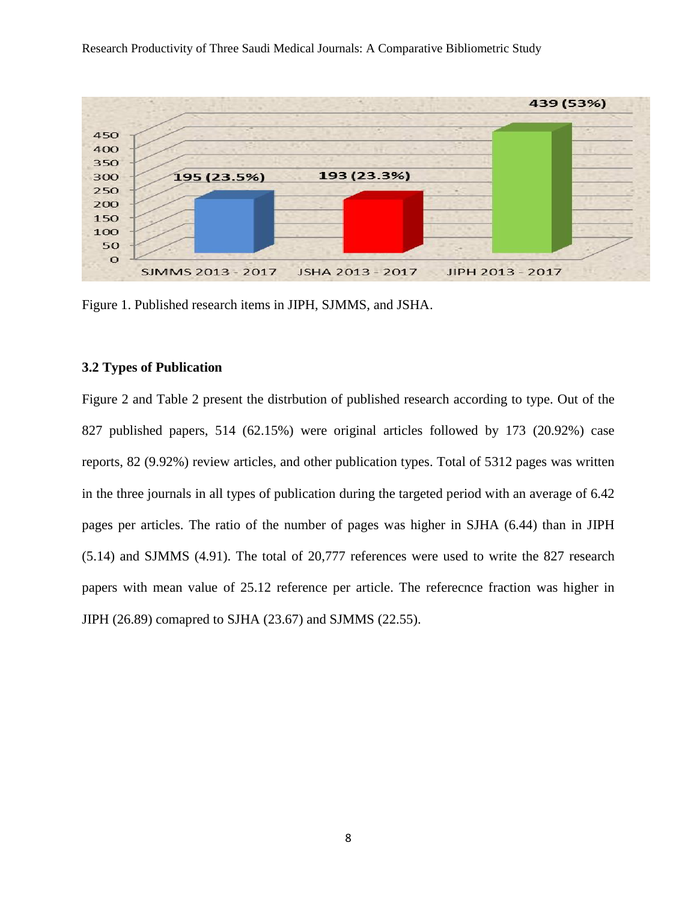Figure 1. Published research items in JIPH, SJMMS, and JSHA.

### 3.2 Types of Publication

Figure 2 and Table 2 present the distrbution of published research according to type. Out of the 827 published papers, 514 (62.15%) were original articles followed by 173 (20.92%) case reports, 82 (9.92%) review articles, and other publication types. Total of 5312 pages was written in the three journals in all types of publication during the targeted period with an average of 6.42 pages per articles. The ratio of the number of pages was higher in SJHA (6.44) than in JIPH (5.14) and SJMMS (4.91). The total of 20,777 references were used to write the 827 research papers with mean value of 25.12 reference per article. The referecnce fraction was higher in JIPH (26.89) comapred to SJHA (23.67) and SJMMS (22.55).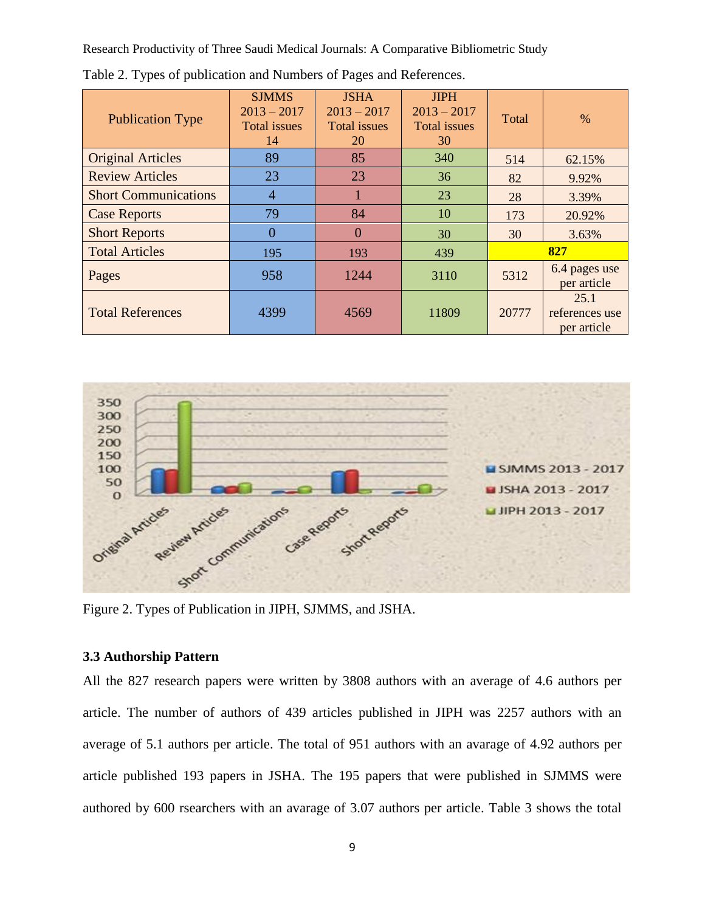Table 2. Types of publication and Numbers of Pages and References.

| Publication Type | SJMMS 2013 – 2017 Total issues 14 | JSHA 2013 – 2017 Total issues 20 | JIPH 2013 – 2017 Total issues 30 | Total | % |
|---|---|---|---|---|---|
| Original Articles | 89 | 85 | 340 | 514 | 62.15% |
| Review Articles | 23 | 23 | 36 | 82 | 9.92% |
| Short Communications | 4 | 1 | 23 | 28 | 3.39% |
| Case Reports | 79 | 84 | 10 | 173 | 20.92% |
| Short Reports | 0 | 0 | 30 | 30 | 3.63% |
| Total Articles | 195 | 193 | 439 | **827** | |
| Pages | 958 | 1244 | 3110 | 5312 | 6.4 pages use per article |
| Total References | 4399 | 4569 | 11809 | 20777 | 25.1 references use per article |

Figure 2. Types of Publication in JIPH, SJMMS, and JSHA.

### 3.3 Authorship Pattern

All the 827 research papers were written by 3808 authors with an average of 4.6 authors per article. The number of authors of 439 articles published in JIPH was 2257 authors with an average of 5.1 authors per article. The total of 951 authors with an avarage of 4.92 authors per article published 193 papers in JSHA. The 195 papers that were published in SJMMS were authored by 600 rsearchers with an avarage of 3.07 authors per article. Table 3 shows the total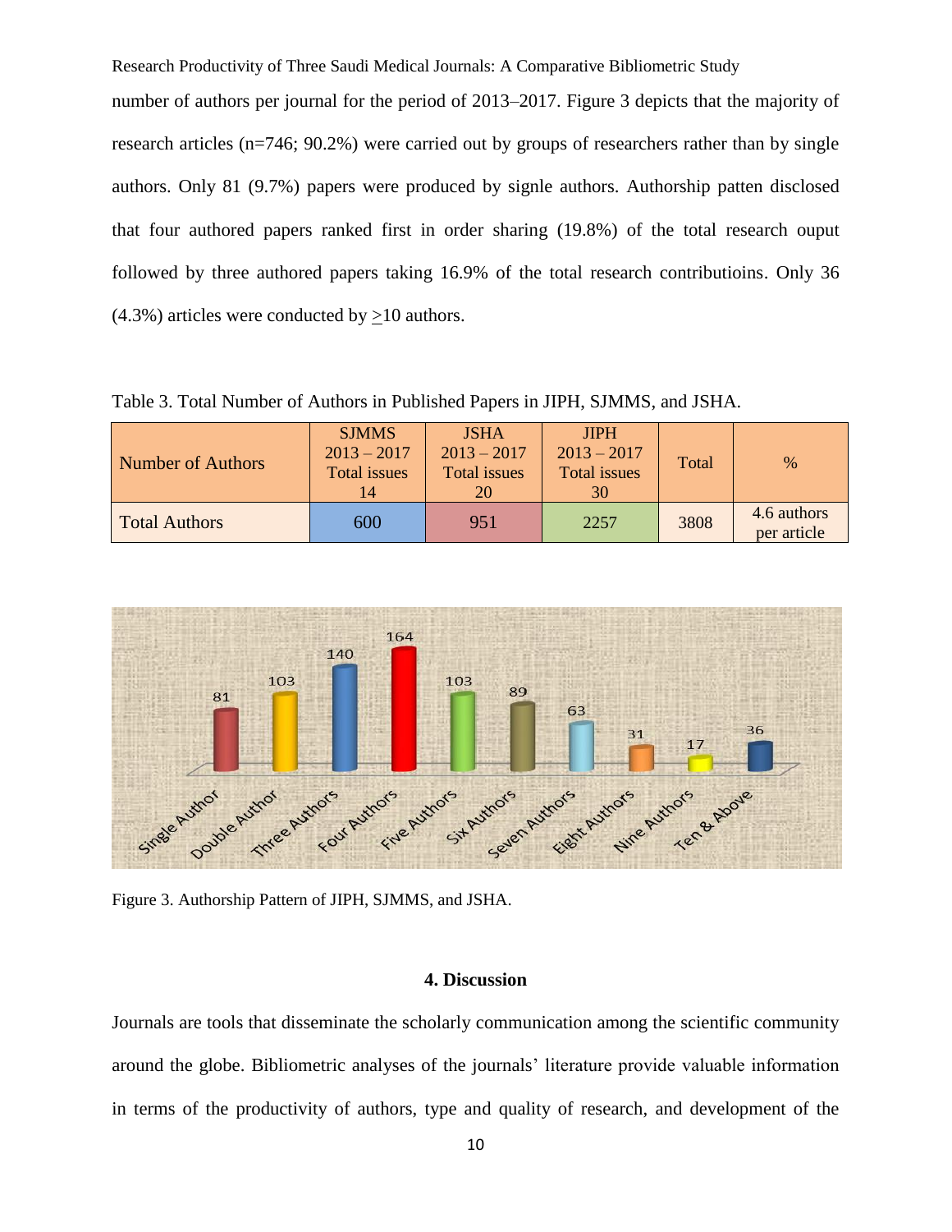number of authors per journal for the period of 2013–2017. Figure 3 depicts that the majority of research articles (n=746; 90.2%) were carried out by groups of researchers rather than by single authors. Only 81 (9.7%) papers were produced by signle authors. Authorship patten disclosed that four authored papers ranked first in order sharing (19.8%) of the total research ouput followed by three authored papers taking 16.9% of the total research contributioins. Only 36 (4.3%) articles were conducted by >10 authors.

Table 3. Total Number of Authors in Published Papers in JIPH, SJMMS, and JSHA.

| Number of Authors | SJMMS 2013 – 2017 Total issues 14 | JSHA 2013 – 2017 Total issues 20 | JIPH 2013 – 2017 Total issues 30 | Total | % |
|---|---|---|---|---|---|
| Total Authors | 600 | 951 | 2257 | 3808 | 4.6 authors per article |

Figure 3. Authorship Pattern of JIPH, SJMMS, and JSHA.

## 4. Discussion

Journals are tools that disseminate the scholarly communication among the scientific community around the globe. Bibliometric analyses of the journals' literature provide valuable information in terms of the productivity of authors, type and quality of research, and development of the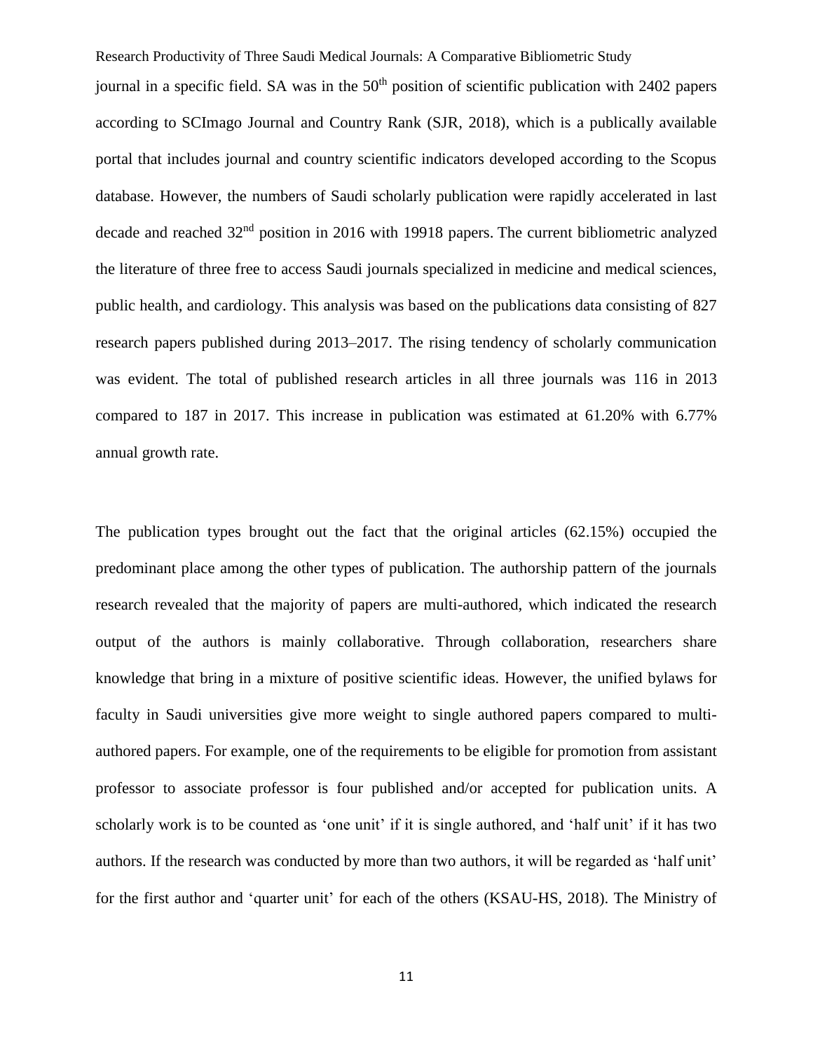journal in a specific field. SA was in the 50$^{th}$ position of scientific publication with 2402 papers according to SCImago Journal and Country Rank (SJR, 2018), which is a publically available portal that includes journal and country scientific indicators developed according to the Scopus database. However, the numbers of Saudi scholarly publication were rapidly accelerated in last decade and reached 32$^{nd}$ position in 2016 with 19918 papers. The current bibliometric analyzed the literature of three free to access Saudi journals specialized in medicine and medical sciences, public health, and cardiology. This analysis was based on the publications data consisting of 827 research papers published during 2013–2017. The rising tendency of scholarly communication was evident. The total of published research articles in all three journals was 116 in 2013 compared to 187 in 2017. This increase in publication was estimated at 61.20% with 6.77% annual growth rate.

The publication types brought out the fact that the original articles (62.15%) occupied the predominant place among the other types of publication. The authorship pattern of the journals research revealed that the majority of papers are multi-authored, which indicated the research output of the authors is mainly collaborative. Through collaboration, researchers share knowledge that bring in a mixture of positive scientific ideas. However, the unified bylaws for faculty in Saudi universities give more weight to single authored papers compared to multi-authored papers. For example, one of the requirements to be eligible for promotion from assistant professor to associate professor is four published and/or accepted for publication units. A scholarly work is to be counted as 'one unit' if it is single authored, and 'half unit' if it has two authors. If the research was conducted by more than two authors, it will be regarded as 'half unit' for the first author and 'quarter unit' for each of the others (KSAU-HS, 2018). The Ministry of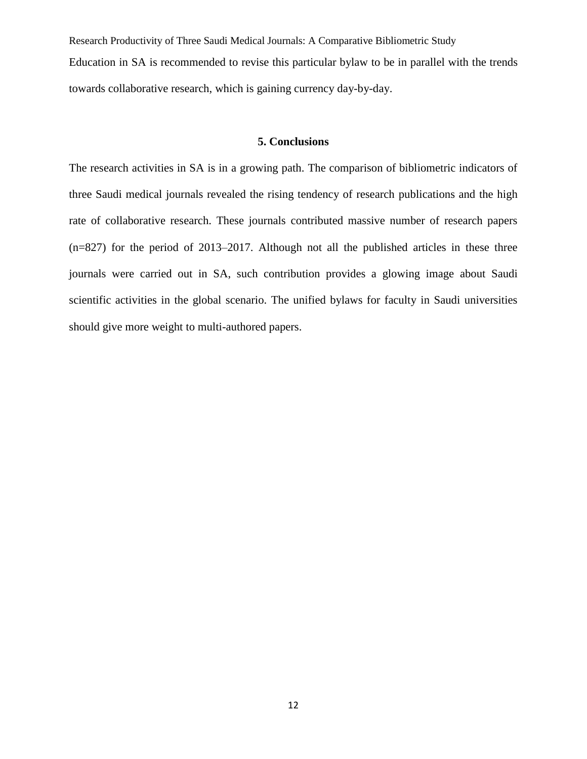Education in SA is recommended to revise this particular bylaw to be in parallel with the trends towards collaborative research, which is gaining currency day-by-day.

## 5. Conclusions

The research activities in SA is in a growing path. The comparison of bibliometric indicators of three Saudi medical journals revealed the rising tendency of research publications and the high rate of collaborative research. These journals contributed massive number of research papers (n=827) for the period of 2013–2017. Although not all the published articles in these three journals were carried out in SA, such contribution provides a glowing image about Saudi scientific activities in the global scenario. The unified bylaws for faculty in Saudi universities should give more weight to multi-authored papers.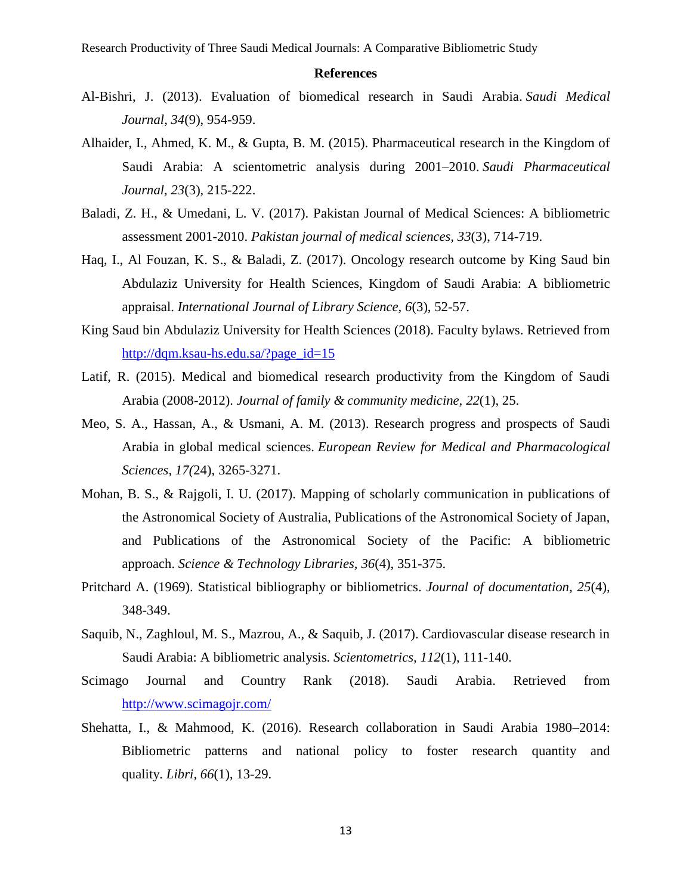## References

Al-Bishri, J. (2013). Evaluation of biomedical research in Saudi Arabia. *Saudi Medical Journal*, *34*(9), 954-959.

Alhaider, I., Ahmed, K. M., & Gupta, B. M. (2015). Pharmaceutical research in the Kingdom of Saudi Arabia: A scientometric analysis during 2001–2010. *Saudi Pharmaceutical Journal*, *23*(3), 215-222.

Baladi, Z. H., & Umedani, L. V. (2017). Pakistan Journal of Medical Sciences: A bibliometric assessment 2001-2010. *Pakistan journal of medical sciences*, *33*(3), 714-719.

Haq, I., Al Fouzan, K. S., & Baladi, Z. (2017). Oncology research outcome by King Saud bin Abdulaziz University for Health Sciences, Kingdom of Saudi Arabia: A bibliometric appraisal. *International Journal of Library Science, 6*(3), 52-57.

King Saud bin Abdulaziz University for Health Sciences (2018). Faculty bylaws. Retrieved from http://dqm.ksau-hs.edu.sa/?page_id=15

Latif, R. (2015). Medical and biomedical research productivity from the Kingdom of Saudi Arabia (2008-2012). *Journal of family & community medicine*, *22*(1), 25.

Meo, S. A., Hassan, A., & Usmani, A. M. (2013). Research progress and prospects of Saudi Arabia in global medical sciences. *European Review for Medical and Pharmacological Sciences*, *17(*24), 3265-3271.

Mohan, B. S., & Rajgoli, I. U. (2017). Mapping of scholarly communication in publications of the Astronomical Society of Australia, Publications of the Astronomical Society of Japan, and Publications of the Astronomical Society of the Pacific: A bibliometric approach. *Science & Technology Libraries, 36*(4), 351-375.

Pritchard A. (1969). Statistical bibliography or bibliometrics. *Journal of documentation*, *25*(4), 348-349.

Saquib, N., Zaghloul, M. S., Mazrou, A., & Saquib, J. (2017). Cardiovascular disease research in Saudi Arabia: A bibliometric analysis. *Scientometrics, 112*(1), 111-140.

Scimago Journal and Country Rank (2018). Saudi Arabia. Retrieved from http://www.scimagojr.com/

Shehatta, I., & Mahmood, K. (2016). Research collaboration in Saudi Arabia 1980–2014: Bibliometric patterns and national policy to foster research quantity and quality. *Libri*, *66*(1), 13-29.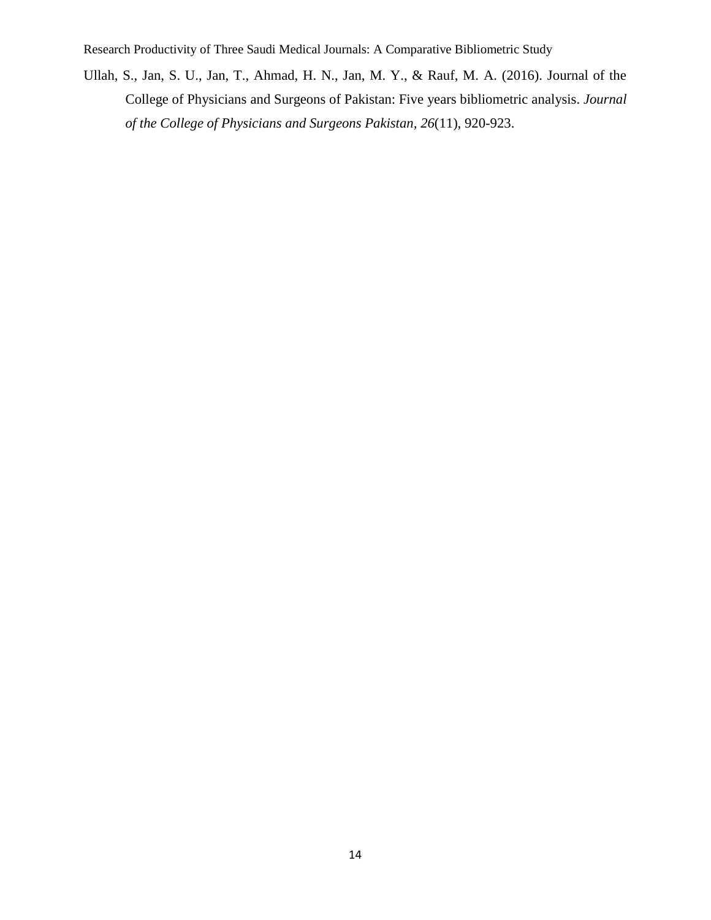Ullah, S., Jan, S. U., Jan, T., Ahmad, H. N., Jan, M. Y., & Rauf, M. A. (2016). Journal of the College of Physicians and Surgeons of Pakistan: Five years bibliometric analysis. *Journal of the College of Physicians and Surgeons Pakistan*, *26*(11), 920-923.